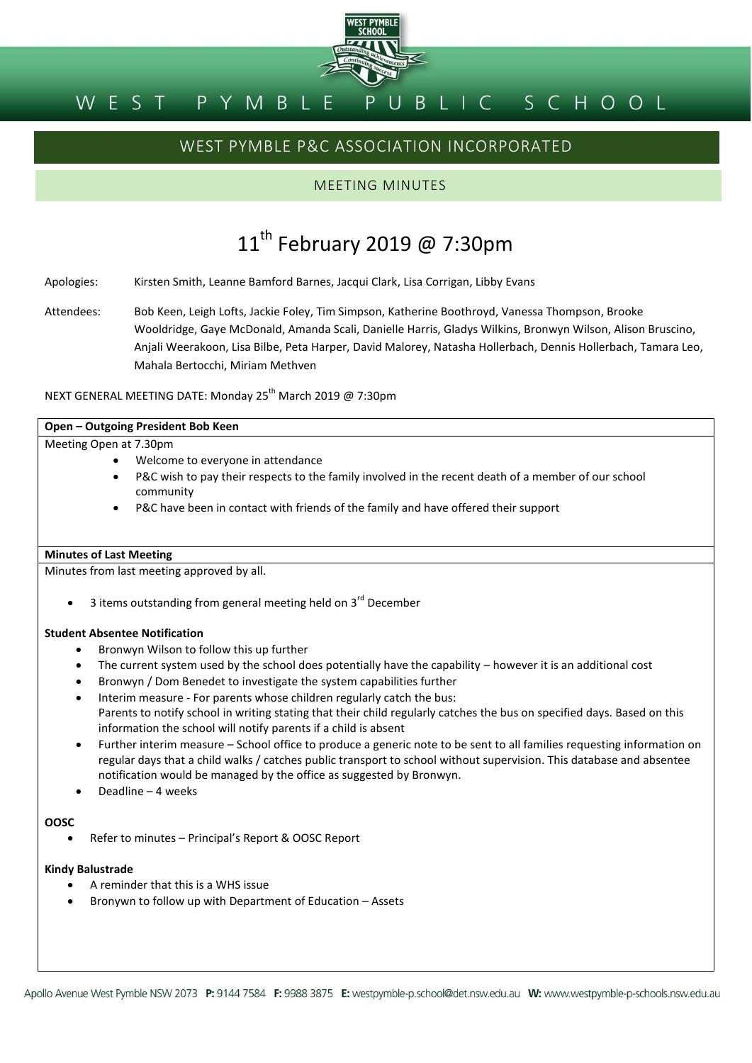# WEST PYMBLE PUBLIC SCHOOL

## WEST PYMBLE P&C ASSOCIATION INCORPORATED

### MEETING MINUTES

# 11th February 2019 @ 7:30pm

Apologies: Kirsten Smith, Leanne Bamford Barnes, Jacqui Clark, Lisa Corrigan, Libby Evans

Attendees: Bob Keen, Leigh Lofts, Jackie Foley, Tim Simpson, Katherine Boothroyd, Vanessa Thompson, Brooke Wooldridge, Gaye McDonald, Amanda Scali, Danielle Harris, Gladys Wilkins, Bronwyn Wilson, Alison Bruscino, Anjali Weerakoon, Lisa Bilbe, Peta Harper, David Malorey, Natasha Hollerbach, Dennis Hollerbach, Tamara Leo, Mahala Bertocchi, Miriam Methven

NEXT GENERAL MEETING DATE: Monday 25th March 2019 @ 7:30pm

**Open – Outgoing President Bob Keen**

Meeting Open at 7.30pm

- Welcome to everyone in attendance
- P&C wish to pay their respects to the family involved in the recent death of a member of our school community
- P&C have been in contact with friends of the family and have offered their support

**Minutes of Last Meeting**

Minutes from last meeting approved by all.

- 3 items outstanding from general meeting held on 3rd December

**Student Absentee Notification**

- Bronwyn Wilson to follow this up further
- The current system used by the school does potentially have the capability – however it is an additional cost
- Bronwyn / Dom Benedet to investigate the system capabilities further
- Interim measure - For parents whose children regularly catch the bus:
  Parents to notify school in writing stating that their child regularly catches the bus on specified days. Based on this information the school will notify parents if a child is absent
- Further interim measure – School office to produce a generic note to be sent to all families requesting information on regular days that a child walks / catches public transport to school without supervision. This database and absentee notification would be managed by the office as suggested by Bronwyn.
- Deadline – 4 weeks

**OOSC**

- Refer to minutes – Principal's Report & OOSC Report

**Kindy Balustrade**

- A reminder that this is a WHS issue
- Bronywn to follow up with Department of Education – Assets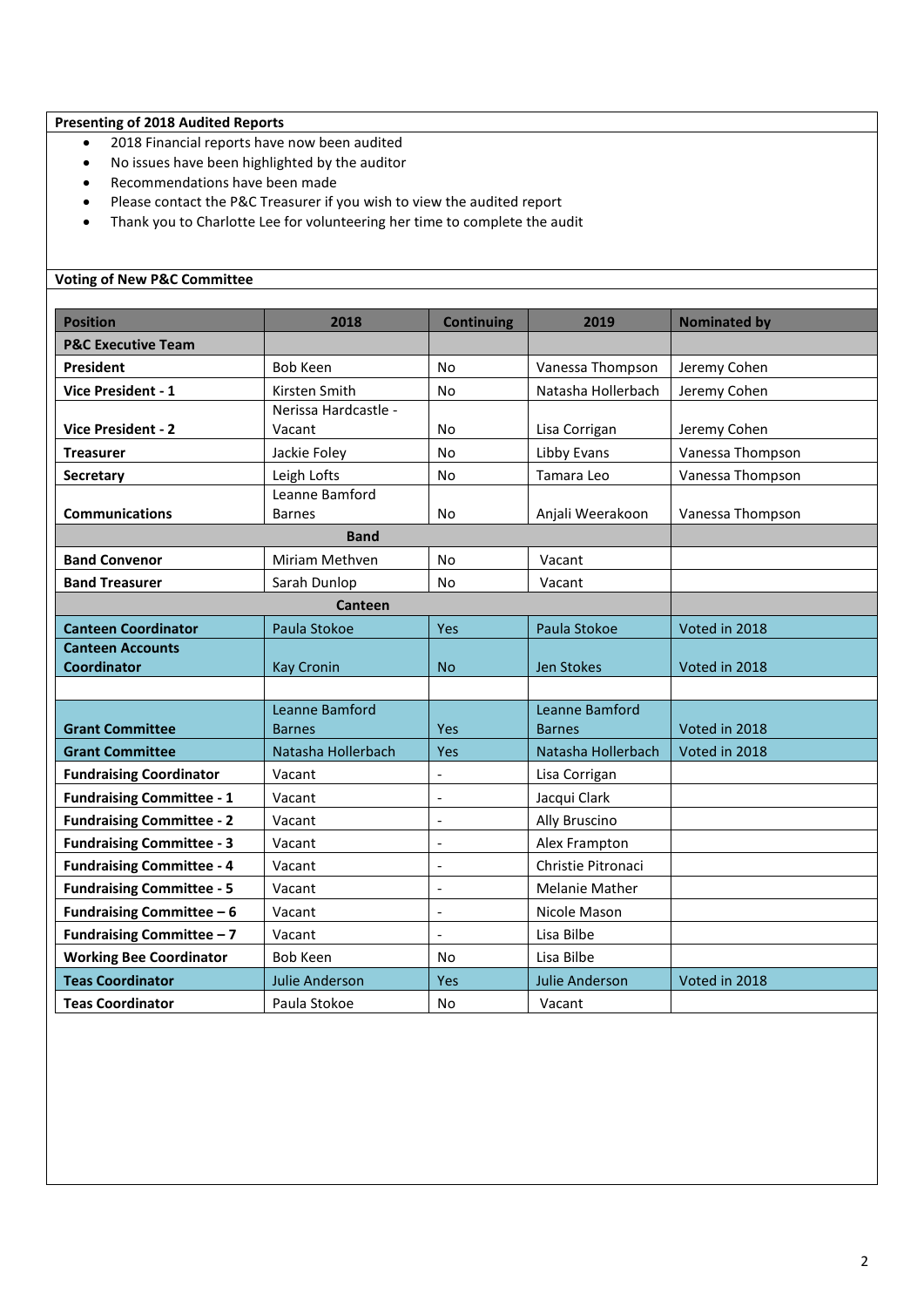**Presenting of 2018 Audited Reports**

- 2018 Financial reports have now been audited
- No issues have been highlighted by the auditor
- Recommendations have been made
- Please contact the P&C Treasurer if you wish to view the audited report
- Thank you to Charlotte Lee for volunteering her time to complete the audit

**Voting of New P&C Committee**

| Position | 2018 | Continuing | 2019 | Nominated by |
|---|---|---|---|---|
| **P&C Executive Team** | | | | |
| **President** | Bob Keen | No | Vanessa Thompson | Jeremy Cohen |
| **Vice President - 1** | Kirsten Smith | No | Natasha Hollerbach | Jeremy Cohen |
| **Vice President - 2** | Nerissa Hardcastle - Vacant | No | Lisa Corrigan | Jeremy Cohen |
| **Treasurer** | Jackie Foley | No | Libby Evans | Vanessa Thompson |
| **Secretary** | Leigh Lofts | No | Tamara Leo | Vanessa Thompson |
| **Communications** | Leanne Bamford Barnes | No | Anjali Weerakoon | Vanessa Thompson |
| **Band** | | | | |
| **Band Convenor** | Miriam Methven | No | Vacant | |
| **Band Treasurer** | Sarah Dunlop | No | Vacant | |
| **Canteen** | | | | |
| **Canteen Coordinator** | Paula Stokoe | Yes | Paula Stokoe | Voted in 2018 |
| **Canteen Accounts Coordinator** | Kay Cronin | No | Jen Stokes | Voted in 2018 |
| | | | | |
| **Grant Committee** | Leanne Bamford Barnes | Yes | Leanne Bamford Barnes | Voted in 2018 |
| **Grant Committee** | Natasha Hollerbach | Yes | Natasha Hollerbach | Voted in 2018 |
| **Fundraising Coordinator** | Vacant | - | Lisa Corrigan | |
| **Fundraising Committee - 1** | Vacant | - | Jacqui Clark | |
| **Fundraising Committee - 2** | Vacant | - | Ally Bruscino | |
| **Fundraising Committee - 3** | Vacant | - | Alex Frampton | |
| **Fundraising Committee - 4** | Vacant | - | Christie Pitronaci | |
| **Fundraising Committee - 5** | Vacant | - | Melanie Mather | |
| **Fundraising Committee – 6** | Vacant | - | Nicole Mason | |
| **Fundraising Committee – 7** | Vacant | - | Lisa Bilbe | |
| **Working Bee Coordinator** | Bob Keen | No | Lisa Bilbe | |
| **Teas Coordinator** | Julie Anderson | Yes | Julie Anderson | Voted in 2018 |
| **Teas Coordinator** | Paula Stokoe | No | Vacant | |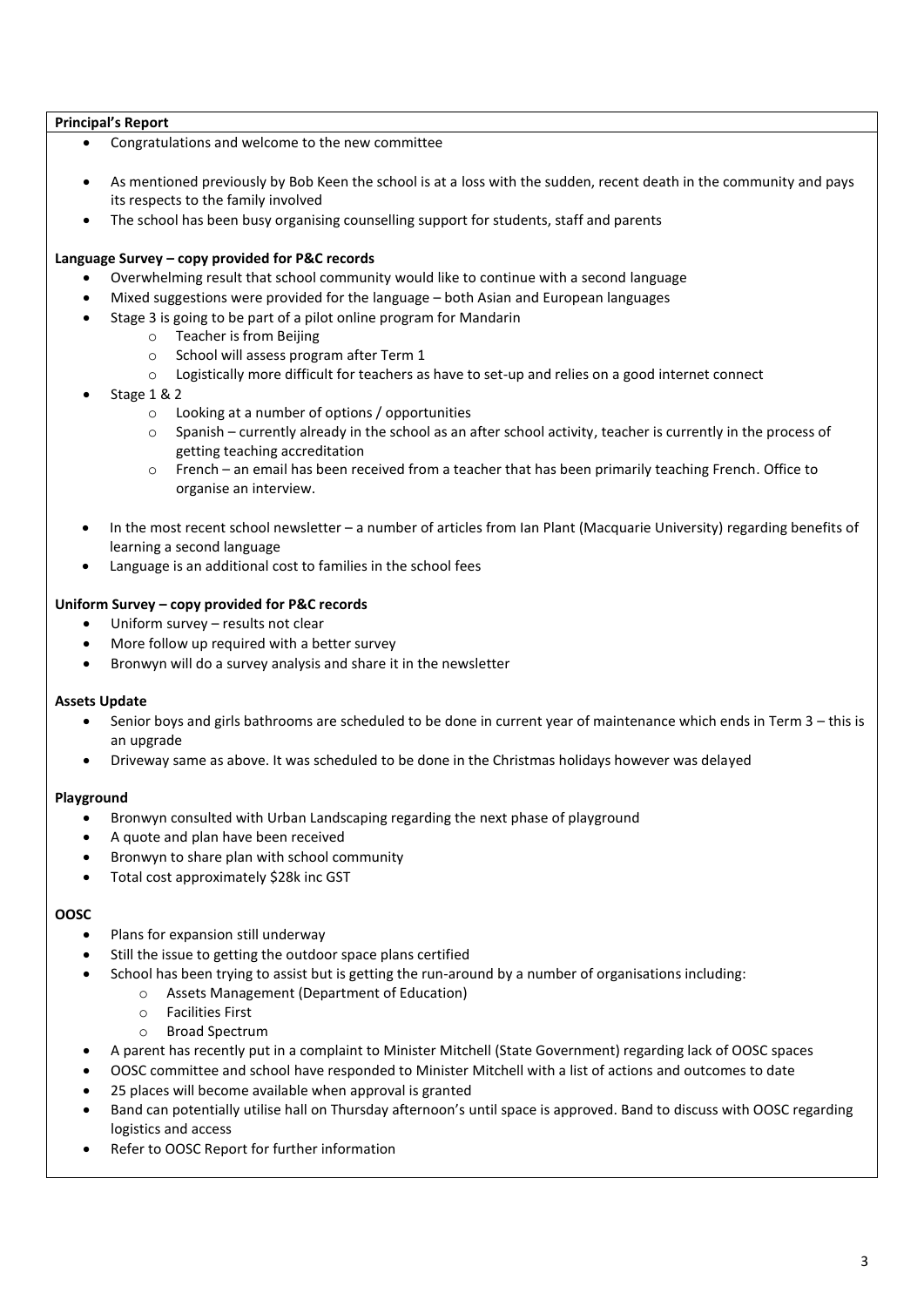**Principal's Report**

- Congratulations and welcome to the new committee
- As mentioned previously by Bob Keen the school is at a loss with the sudden, recent death in the community and pays its respects to the family involved
- The school has been busy organising counselling support for students, staff and parents

**Language Survey – copy provided for P&C records**

- Overwhelming result that school community would like to continue with a second language
- Mixed suggestions were provided for the language – both Asian and European languages
- Stage 3 is going to be part of a pilot online program for Mandarin
  - Teacher is from Beijing
  - School will assess program after Term 1
  - Logistically more difficult for teachers as have to set-up and relies on a good internet connect
- Stage 1 & 2
  - Looking at a number of options / opportunities
  - Spanish – currently already in the school as an after school activity, teacher is currently in the process of getting teaching accreditation
  - French – an email has been received from a teacher that has been primarily teaching French. Office to organise an interview.
- In the most recent school newsletter – a number of articles from Ian Plant (Macquarie University) regarding benefits of learning a second language
- Language is an additional cost to families in the school fees

**Uniform Survey – copy provided for P&C records**

- Uniform survey – results not clear
- More follow up required with a better survey
- Bronwyn will do a survey analysis and share it in the newsletter

**Assets Update**

- Senior boys and girls bathrooms are scheduled to be done in current year of maintenance which ends in Term 3 – this is an upgrade
- Driveway same as above. It was scheduled to be done in the Christmas holidays however was delayed

**Playground**

- Bronwyn consulted with Urban Landscaping regarding the next phase of playground
- A quote and plan have been received
- Bronwyn to share plan with school community
- Total cost approximately $28k inc GST

**OOSC**

- Plans for expansion still underway
- Still the issue to getting the outdoor space plans certified
- School has been trying to assist but is getting the run-around by a number of organisations including:
  - Assets Management (Department of Education)
  - Facilities First
  - Broad Spectrum
- A parent has recently put in a complaint to Minister Mitchell (State Government) regarding lack of OOSC spaces
- OOSC committee and school have responded to Minister Mitchell with a list of actions and outcomes to date
- 25 places will become available when approval is granted
- Band can potentially utilise hall on Thursday afternoon's until space is approved. Band to discuss with OOSC regarding logistics and access
- Refer to OOSC Report for further information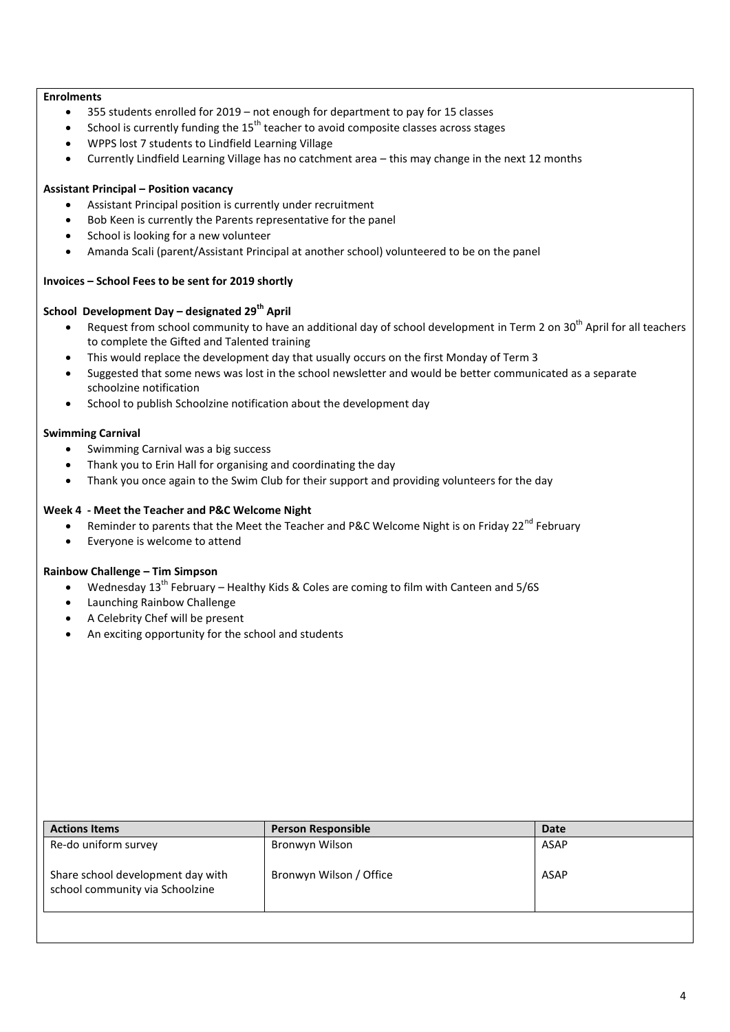**Enrolments**

- 355 students enrolled for 2019 – not enough for department to pay for 15 classes
- School is currently funding the 15th teacher to avoid composite classes across stages
- WPPS lost 7 students to Lindfield Learning Village
- Currently Lindfield Learning Village has no catchment area – this may change in the next 12 months

**Assistant Principal – Position vacancy**

- Assistant Principal position is currently under recruitment
- Bob Keen is currently the Parents representative for the panel
- School is looking for a new volunteer
- Amanda Scali (parent/Assistant Principal at another school) volunteered to be on the panel

**Invoices – School Fees to be sent for 2019 shortly**

**School Development Day – designated 29th April**

- Request from school community to have an additional day of school development in Term 2 on 30th April for all teachers to complete the Gifted and Talented training
- This would replace the development day that usually occurs on the first Monday of Term 3
- Suggested that some news was lost in the school newsletter and would be better communicated as a separate schoolzine notification
- School to publish Schoolzine notification about the development day

**Swimming Carnival**

- Swimming Carnival was a big success
- Thank you to Erin Hall for organising and coordinating the day
- Thank you once again to the Swim Club for their support and providing volunteers for the day

**Week 4 - Meet the Teacher and P&C Welcome Night**

- Reminder to parents that the Meet the Teacher and P&C Welcome Night is on Friday 22nd February
- Everyone is welcome to attend

**Rainbow Challenge – Tim Simpson**

- Wednesday 13th February – Healthy Kids & Coles are coming to film with Canteen and 5/6S
- Launching Rainbow Challenge
- A Celebrity Chef will be present
- An exciting opportunity for the school and students

| Actions Items | Person Responsible | Date |
|---|---|---|
| Re-do uniform survey | Bronwyn Wilson | ASAP |
| Share school development day with school community via Schoolzine | Bronwyn Wilson / Office | ASAP |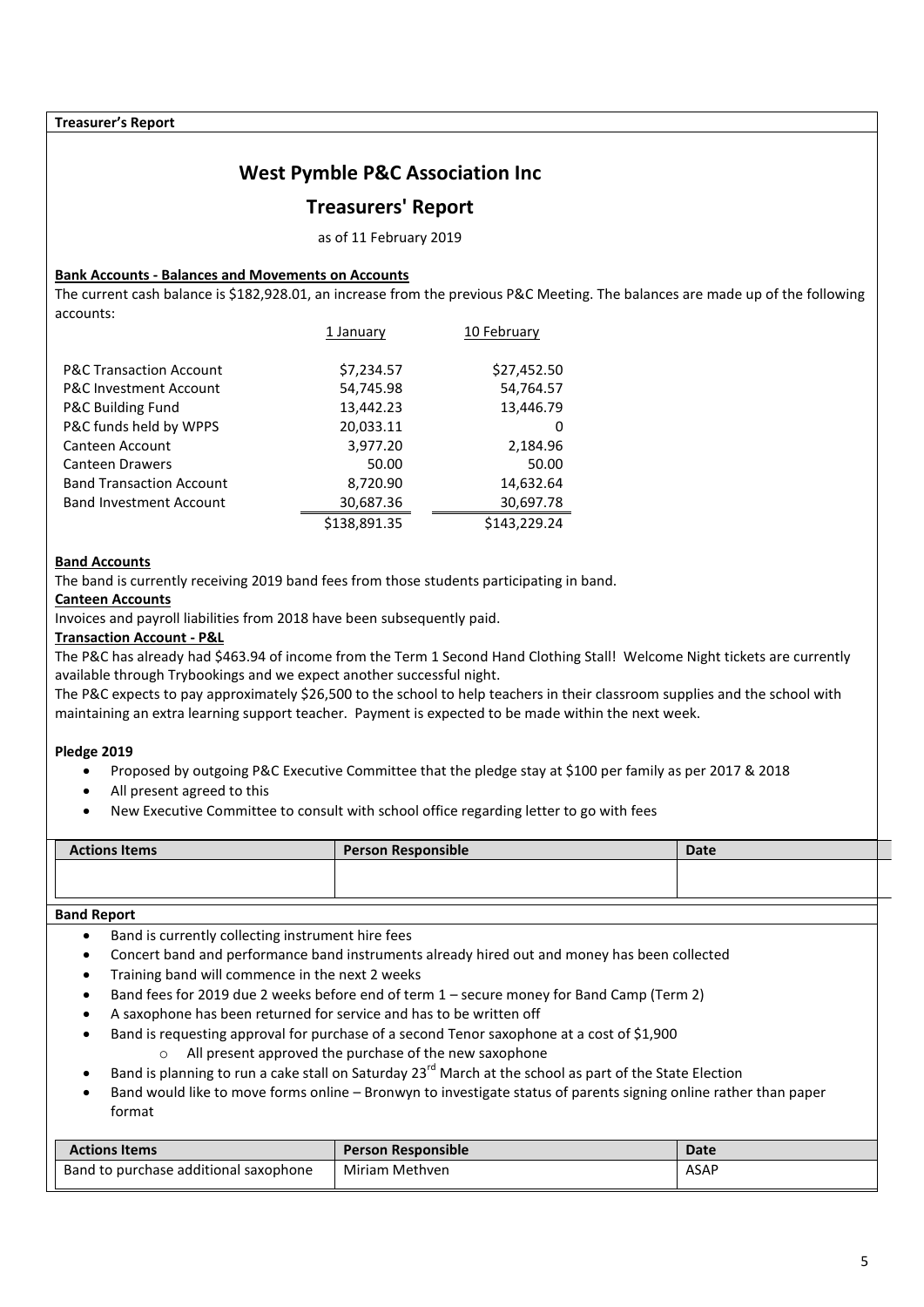**Treasurer's Report**

# West Pymble P&C Association Inc

## Treasurers' Report

as of 11 February 2019

**Bank Accounts - Balances and Movements on Accounts**

The current cash balance is $182,928.01, an increase from the previous P&C Meeting. The balances are made up of the following accounts:

| | 1 January | 10 February |
|---|---|---|
| P&C Transaction Account | $7,234.57 | $27,452.50 |
| P&C Investment Account | 54,745.98 | 54,764.57 |
| P&C Building Fund | 13,442.23 | 13,446.79 |
| P&C funds held by WPPS | 20,033.11 | 0 |
| Canteen Account | 3,977.20 | 2,184.96 |
| Canteen Drawers | 50.00 | 50.00 |
| Band Transaction Account | 8,720.90 | 14,632.64 |
| Band Investment Account | 30,687.36 | 30,697.78 |
| | $138,891.35 | $143,229.24 |

**Band Accounts**

The band is currently receiving 2019 band fees from those students participating in band.

**Canteen Accounts**

Invoices and payroll liabilities from 2018 have been subsequently paid.

**Transaction Account - P&L**

The P&C has already had $463.94 of income from the Term 1 Second Hand Clothing Stall! Welcome Night tickets are currently available through Trybookings and we expect another successful night.

The P&C expects to pay approximately $26,500 to the school to help teachers in their classroom supplies and the school with maintaining an extra learning support teacher. Payment is expected to be made within the next week.

**Pledge 2019**

- Proposed by outgoing P&C Executive Committee that the pledge stay at $100 per family as per 2017 & 2018
- All present agreed to this
- New Executive Committee to consult with school office regarding letter to go with fees

| Actions Items | Person Responsible | Date |
|---|---|---|
| | | |

**Band Report**

- Band is currently collecting instrument hire fees
- Concert band and performance band instruments already hired out and money has been collected
- Training band will commence in the next 2 weeks
- Band fees for 2019 due 2 weeks before end of term 1 – secure money for Band Camp (Term 2)
- A saxophone has been returned for service and has to be written off
- Band is requesting approval for purchase of a second Tenor saxophone at a cost of $1,900
  - All present approved the purchase of the new saxophone
- Band is planning to run a cake stall on Saturday 23rd March at the school as part of the State Election
- Band would like to move forms online – Bronwyn to investigate status of parents signing online rather than paper format

| Actions Items | Person Responsible | Date |
|---|---|---|
| Band to purchase additional saxophone | Miriam Methven | ASAP |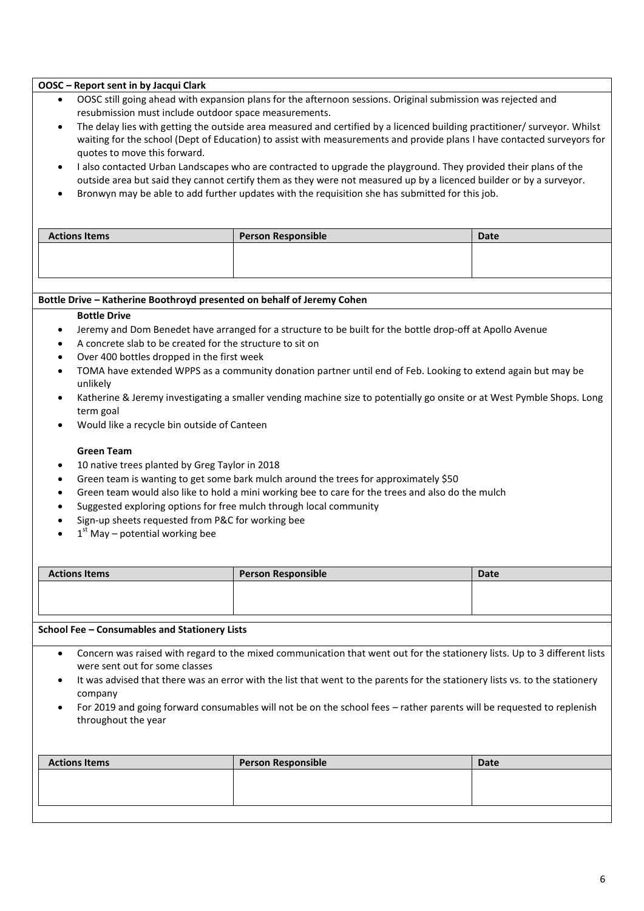**OOSC – Report sent in by Jacqui Clark**

- OOSC still going ahead with expansion plans for the afternoon sessions. Original submission was rejected and resubmission must include outdoor space measurements.
- The delay lies with getting the outside area measured and certified by a licenced building practitioner/ surveyor. Whilst waiting for the school (Dept of Education) to assist with measurements and provide plans I have contacted surveyors for quotes to move this forward.
- I also contacted Urban Landscapes who are contracted to upgrade the playground. They provided their plans of the outside area but said they cannot certify them as they were not measured up by a licenced builder or by a surveyor.
- Bronwyn may be able to add further updates with the requisition she has submitted for this job.

| Actions Items | Person Responsible | Date |
|---|---|---|
| | | |

**Bottle Drive – Katherine Boothroyd presented on behalf of Jeremy Cohen**

**Bottle Drive**

- Jeremy and Dom Benedet have arranged for a structure to be built for the bottle drop-off at Apollo Avenue
- A concrete slab to be created for the structure to sit on
- Over 400 bottles dropped in the first week
- TOMA have extended WPPS as a community donation partner until end of Feb. Looking to extend again but may be unlikely
- Katherine & Jeremy investigating a smaller vending machine size to potentially go onsite or at West Pymble Shops. Long term goal
- Would like a recycle bin outside of Canteen

**Green Team**

- 10 native trees planted by Greg Taylor in 2018
- Green team is wanting to get some bark mulch around the trees for approximately $50
- Green team would also like to hold a mini working bee to care for the trees and also do the mulch
- Suggested exploring options for free mulch through local community
- Sign-up sheets requested from P&C for working bee
- 1st May – potential working bee

| Actions Items | Person Responsible | Date |
|---|---|---|
| | | |

**School Fee – Consumables and Stationery Lists**

- Concern was raised with regard to the mixed communication that went out for the stationery lists. Up to 3 different lists were sent out for some classes
- It was advised that there was an error with the list that went to the parents for the stationery lists vs. to the stationery company
- For 2019 and going forward consumables will not be on the school fees – rather parents will be requested to replenish throughout the year

| Actions Items | Person Responsible | Date |
|---|---|---|
| | | |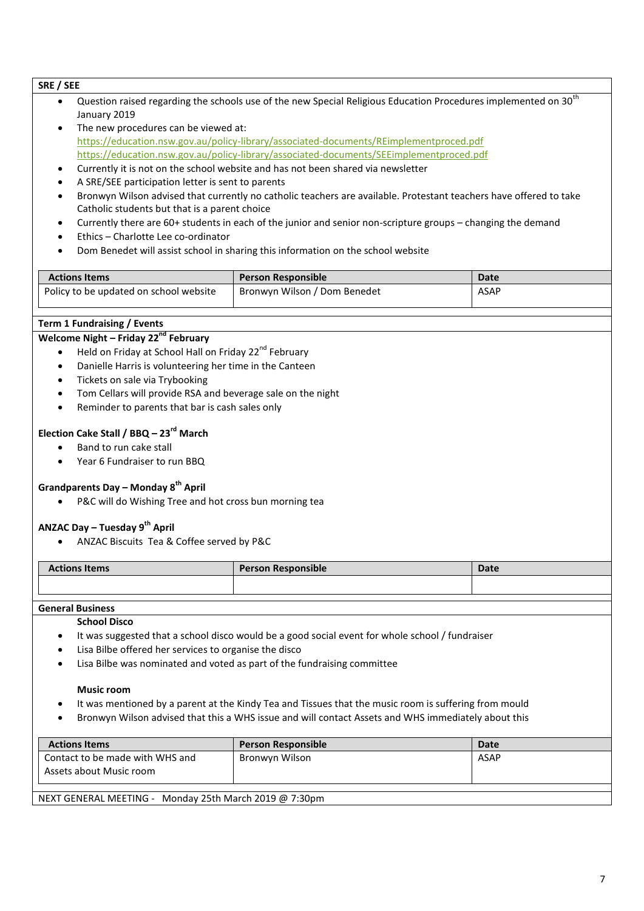**SRE / SEE**

- Question raised regarding the schools use of the new Special Religious Education Procedures implemented on 30th January 2019
- The new procedures can be viewed at:
  https://education.nsw.gov.au/policy-library/associated-documents/REimplementproced.pdf
  https://education.nsw.gov.au/policy-library/associated-documents/SEEimplementproced.pdf
- Currently it is not on the school website and has not been shared via newsletter
- A SRE/SEE participation letter is sent to parents
- Bronwyn Wilson advised that currently no catholic teachers are available. Protestant teachers have offered to take Catholic students but that is a parent choice
- Currently there are 60+ students in each of the junior and senior non-scripture groups – changing the demand
- Ethics – Charlotte Lee co-ordinator
- Dom Benedet will assist school in sharing this information on the school website

| Actions Items | Person Responsible | Date |
| --- | --- | --- |
| Policy to be updated on school website | Bronwyn Wilson / Dom Benedet | ASAP |

**Term 1 Fundraising / Events**

**Welcome Night – Friday 22nd February**

- Held on Friday at School Hall on Friday 22nd February
- Danielle Harris is volunteering her time in the Canteen
- Tickets on sale via Trybooking
- Tom Cellars will provide RSA and beverage sale on the night
- Reminder to parents that bar is cash sales only

**Election Cake Stall / BBQ – 23rd March**

- Band to run cake stall
- Year 6 Fundraiser to run BBQ

**Grandparents Day – Monday 8th April**

- P&C will do Wishing Tree and hot cross bun morning tea

**ANZAC Day – Tuesday 9th April**

- ANZAC Biscuits Tea & Coffee served by P&C

| Actions Items | Person Responsible | Date |
| --- | --- | --- |
| | | |

**General Business**

**School Disco**

- It was suggested that a school disco would be a good social event for whole school / fundraiser
- Lisa Bilbe offered her services to organise the disco
- Lisa Bilbe was nominated and voted as part of the fundraising committee

**Music room**

- It was mentioned by a parent at the Kindy Tea and Tissues that the music room is suffering from mould
- Bronwyn Wilson advised that this a WHS issue and will contact Assets and WHS immediately about this

| Actions Items | Person Responsible | Date |
| --- | --- | --- |
| Contact to be made with WHS and Assets about Music room | Bronwyn Wilson | ASAP |

NEXT GENERAL MEETING - Monday 25th March 2019 @ 7:30pm